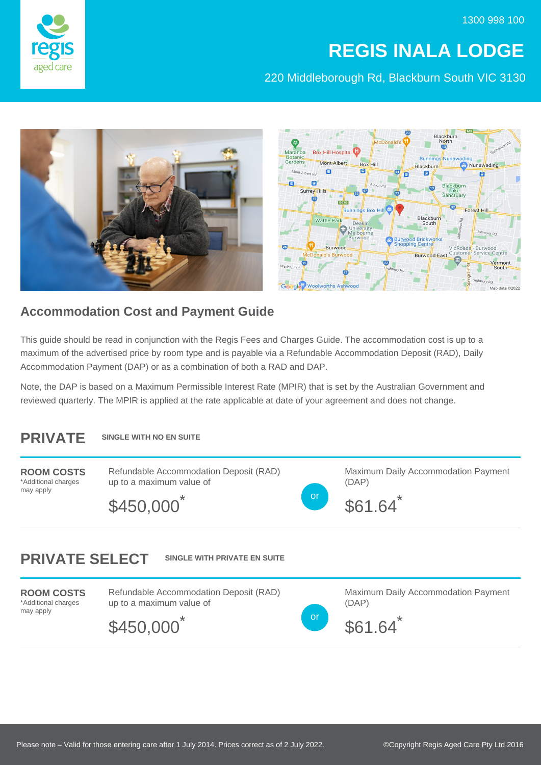1300 998 100

# REGIS INALA LODGE

220 Middleborough Rd, Blackburn South VIC 3130

## Accommodation Cost and Payment Guide

This guide should be read in conjunction with the Regis Fees and Charges Guide. The accommodation cost is up to a maximum of the advertised price by room type and is payable via a Refundable Accommodation Deposit (RAD), Daily Accommodation Payment (DAP) or as a combination of both a RAD and DAP.

Note, the DAP is based on a Maximum Permissible Interest Rate (MPIR) that is set by the Australian Government and reviewed quarterly. The MPIR is applied at the rate applicable at date of your agreement and does not change.

## PRIVATE

**SINGLE WITH NO EN SUITE**

**ROOM COSTS**
*Additional charges may apply

| Refundable Accommodation Deposit (RAD) up to a maximum value of | | Maximum Daily Accommodation Payment (DAP) |
|---|---|---|
| $450,000* | or | $61.64* |

## PRIVATE SELECT

**SINGLE WITH PRIVATE EN SUITE**

**ROOM COSTS**
*Additional charges may apply

| Refundable Accommodation Deposit (RAD) up to a maximum value of | | Maximum Daily Accommodation Payment (DAP) |
|---|---|---|
| $450,000* | or | $61.64* |

Please note – Valid for those entering care after 1 July 2014. Prices correct as of 2 July 2022.

©Copyright Regis Aged Care Pty Ltd 2016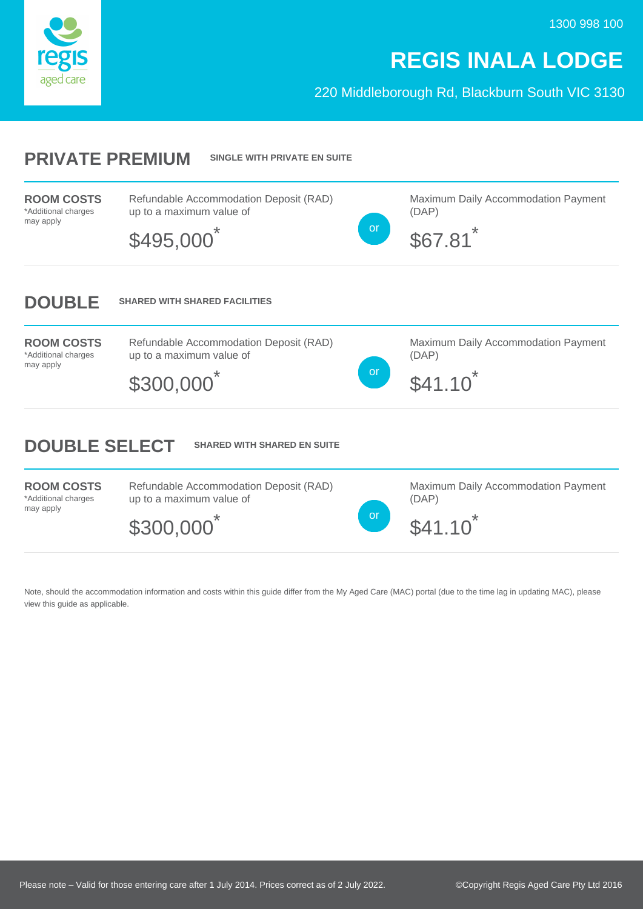1300 998 100

# REGIS INALA LODGE

220 Middleborough Rd, Blackburn South VIC 3130

## PRIVATE PREMIUM

**SINGLE WITH PRIVATE EN SUITE**

**ROOM COSTS**
*Additional charges may apply

Refundable Accommodation Deposit (RAD) up to a maximum value of

$495,000*

or

Maximum Daily Accommodation Payment (DAP)

$67.81*

## DOUBLE

**SHARED WITH SHARED FACILITIES**

**ROOM COSTS**
*Additional charges may apply

Refundable Accommodation Deposit (RAD) up to a maximum value of

$300,000*

or

Maximum Daily Accommodation Payment (DAP)

$41.10*

## DOUBLE SELECT

**SHARED WITH SHARED EN SUITE**

**ROOM COSTS**
*Additional charges may apply

Refundable Accommodation Deposit (RAD) up to a maximum value of

$300,000*

or

Maximum Daily Accommodation Payment (DAP)

$41.10*

Note, should the accommodation information and costs within this guide differ from the My Aged Care (MAC) portal (due to the time lag in updating MAC), please view this guide as applicable.

Please note – Valid for those entering care after 1 July 2014. Prices correct as of 2 July 2022.

©Copyright Regis Aged Care Pty Ltd 2016